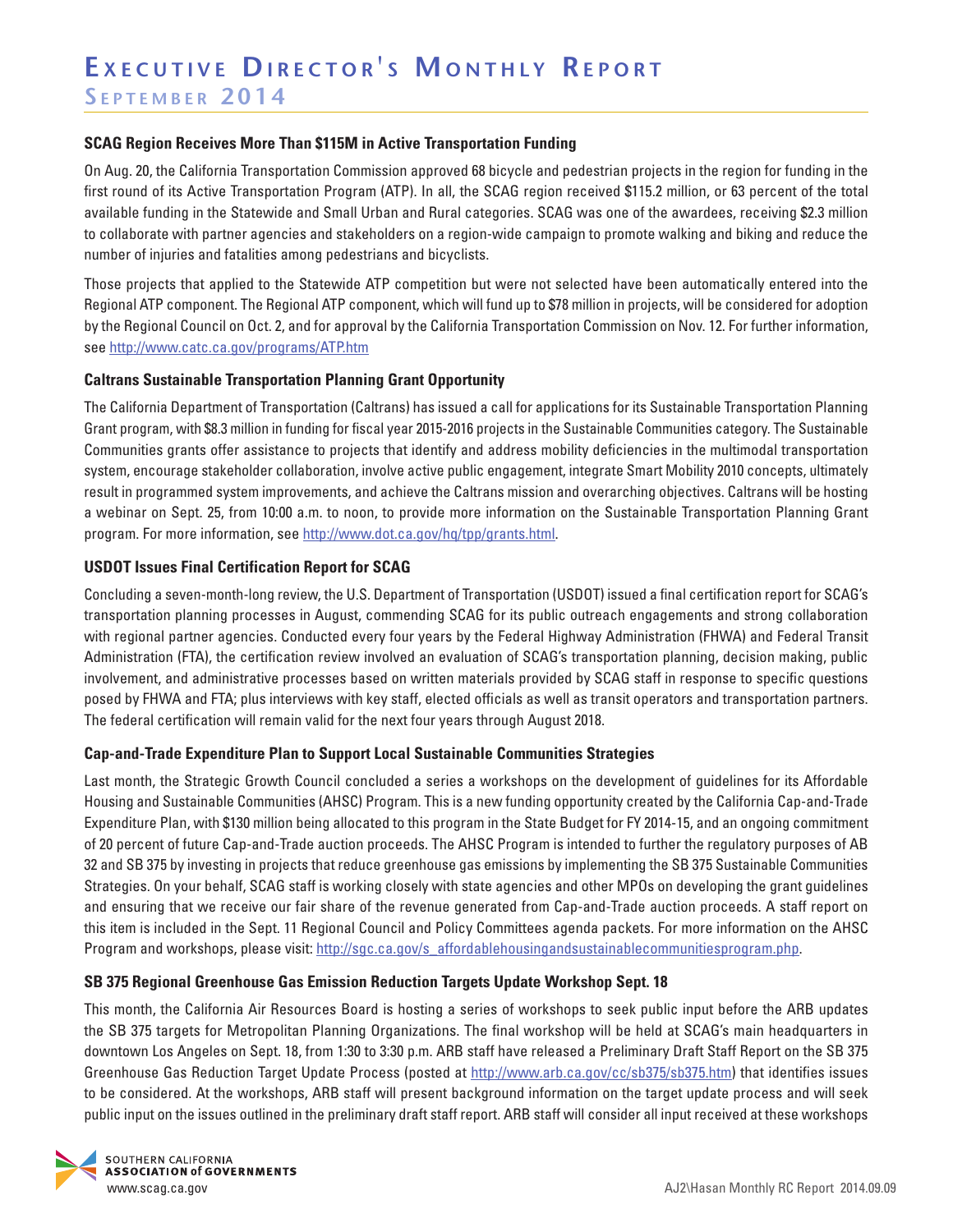# Executive Director's Monthly Report

## September 2014

### SCAG Region Receives More Than $115M in Active Transportation Funding

On Aug. 20, the California Transportation Commission approved 68 bicycle and pedestrian projects in the region for funding in the first round of its Active Transportation Program (ATP). In all, the SCAG region received $115.2 million, or 63 percent of the total available funding in the Statewide and Small Urban and Rural categories. SCAG was one of the awardees, receiving $2.3 million to collaborate with partner agencies and stakeholders on a region-wide campaign to promote walking and biking and reduce the number of injuries and fatalities among pedestrians and bicyclists.

Those projects that applied to the Statewide ATP competition but were not selected have been automatically entered into the Regional ATP component. The Regional ATP component, which will fund up to $78 million in projects, will be considered for adoption by the Regional Council on Oct. 2, and for approval by the California Transportation Commission on Nov. 12. For further information, see http://www.catc.ca.gov/programs/ATP.htm

### Caltrans Sustainable Transportation Planning Grant Opportunity

The California Department of Transportation (Caltrans) has issued a call for applications for its Sustainable Transportation Planning Grant program, with $8.3 million in funding for fiscal year 2015-2016 projects in the Sustainable Communities category. The Sustainable Communities grants offer assistance to projects that identify and address mobility deficiencies in the multimodal transportation system, encourage stakeholder collaboration, involve active public engagement, integrate Smart Mobility 2010 concepts, ultimately result in programmed system improvements, and achieve the Caltrans mission and overarching objectives. Caltrans will be hosting a webinar on Sept. 25, from 10:00 a.m. to noon, to provide more information on the Sustainable Transportation Planning Grant program. For more information, see http://www.dot.ca.gov/hq/tpp/grants.html.

### USDOT Issues Final Certification Report for SCAG

Concluding a seven-month-long review, the U.S. Department of Transportation (USDOT) issued a final certification report for SCAG's transportation planning processes in August, commending SCAG for its public outreach engagements and strong collaboration with regional partner agencies. Conducted every four years by the Federal Highway Administration (FHWA) and Federal Transit Administration (FTA), the certification review involved an evaluation of SCAG's transportation planning, decision making, public involvement, and administrative processes based on written materials provided by SCAG staff in response to specific questions posed by FHWA and FTA; plus interviews with key staff, elected officials as well as transit operators and transportation partners. The federal certification will remain valid for the next four years through August 2018.

### Cap-and-Trade Expenditure Plan to Support Local Sustainable Communities Strategies

Last month, the Strategic Growth Council concluded a series a workshops on the development of guidelines for its Affordable Housing and Sustainable Communities (AHSC) Program. This is a new funding opportunity created by the California Cap-and-Trade Expenditure Plan, with $130 million being allocated to this program in the State Budget for FY 2014-15, and an ongoing commitment of 20 percent of future Cap-and-Trade auction proceeds. The AHSC Program is intended to further the regulatory purposes of AB 32 and SB 375 by investing in projects that reduce greenhouse gas emissions by implementing the SB 375 Sustainable Communities Strategies. On your behalf, SCAG staff is working closely with state agencies and other MPOs on developing the grant guidelines and ensuring that we receive our fair share of the revenue generated from Cap-and-Trade auction proceeds. A staff report on this item is included in the Sept. 11 Regional Council and Policy Committees agenda packets. For more information on the AHSC Program and workshops, please visit: http://sgc.ca.gov/s_affordablehousingandsustainablecommunitiesprogram.php.

### SB 375 Regional Greenhouse Gas Emission Reduction Targets Update Workshop Sept. 18

This month, the California Air Resources Board is hosting a series of workshops to seek public input before the ARB updates the SB 375 targets for Metropolitan Planning Organizations. The final workshop will be held at SCAG's main headquarters in downtown Los Angeles on Sept. 18, from 1:30 to 3:30 p.m. ARB staff have released a Preliminary Draft Staff Report on the SB 375 Greenhouse Gas Reduction Target Update Process (posted at http://www.arb.ca.gov/cc/sb375/sb375.htm) that identifies issues to be considered. At the workshops, ARB staff will present background information on the target update process and will seek public input on the issues outlined in the preliminary draft staff report. ARB staff will consider all input received at these workshops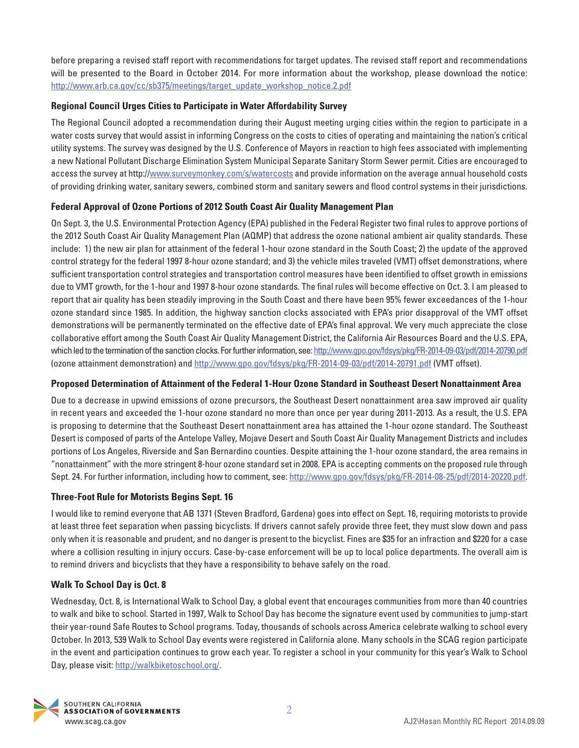before preparing a revised staff report with recommendations for target updates. The revised staff report and recommendations will be presented to the Board in October 2014. For more information about the workshop, please download the notice: http://www.arb.ca.gov/cc/sb375/meetings/target_update_workshop_notice.2.pdf

**Regional Council Urges Cities to Participate in Water Affordability Survey**

The Regional Council adopted a recommendation during their August meeting urging cities within the region to participate in a water costs survey that would assist in informing Congress on the costs to cities of operating and maintaining the nation's critical utility systems. The survey was designed by the U.S. Conference of Mayors in reaction to high fees associated with implementing a new National Pollutant Discharge Elimination System Municipal Separate Sanitary Storm Sewer permit. Cities are encouraged to access the survey at http://www.surveymonkey.com/s/watercosts and provide information on the average annual household costs of providing drinking water, sanitary sewers, combined storm and sanitary sewers and flood control systems in their jurisdictions.

**Federal Approval of Ozone Portions of 2012 South Coast Air Quality Management Plan**

On Sept. 3, the U.S. Environmental Protection Agency (EPA) published in the Federal Register two final rules to approve portions of the 2012 South Coast Air Quality Management Plan (AQMP) that address the ozone national ambient air quality standards. These include: 1) the new air plan for attainment of the federal 1-hour ozone standard in the South Coast; 2) the update of the approved control strategy for the federal 1997 8-hour ozone standard; and 3) the vehicle miles traveled (VMT) offset demonstrations, where sufficient transportation control strategies and transportation control measures have been identified to offset growth in emissions due to VMT growth, for the 1-hour and 1997 8-hour ozone standards. The final rules will become effective on Oct. 3. I am pleased to report that air quality has been steadily improving in the South Coast and there have been 95% fewer exceedances of the 1-hour ozone standard since 1985. In addition, the highway sanction clocks associated with EPA's prior disapproval of the VMT offset demonstrations will be permanently terminated on the effective date of EPA's final approval. We very much appreciate the close collaborative effort among the South Coast Air Quality Management District, the California Air Resources Board and the U.S. EPA, which led to the termination of the sanction clocks. For further information, see: http://www.gpo.gov/fdsys/pkg/FR-2014-09-03/pdf/2014-20790.pdf (ozone attainment demonstration) and http://www.gpo.gov/fdsys/pkg/FR-2014-09-03/pdf/2014-20791.pdf (VMT offset).

**Proposed Determination of Attainment of the Federal 1-Hour Ozone Standard in Southeast Desert Nonattainment Area**

Due to a decrease in upwind emissions of ozone precursors, the Southeast Desert nonattainment area saw improved air quality in recent years and exceeded the 1-hour ozone standard no more than once per year during 2011-2013. As a result, the U.S. EPA is proposing to determine that the Southeast Desert nonattainment area has attained the 1-hour ozone standard. The Southeast Desert is composed of parts of the Antelope Valley, Mojave Desert and South Coast Air Quality Management Districts and includes portions of Los Angeles, Riverside and San Bernardino counties. Despite attaining the 1-hour ozone standard, the area remains in "nonattainment" with the more stringent 8-hour ozone standard set in 2008. EPA is accepting comments on the proposed rule through Sept. 24. For further information, including how to comment, see: http://www.gpo.gov/fdsys/pkg/FR-2014-08-25/pdf/2014-20220.pdf.

**Three-Foot Rule for Motorists Begins Sept. 16**

I would like to remind everyone that AB 1371 (Steven Bradford, Gardena) goes into effect on Sept. 16, requiring motorists to provide at least three feet separation when passing bicyclists. If drivers cannot safely provide three feet, they must slow down and pass only when it is reasonable and prudent, and no danger is present to the bicyclist. Fines are $35 for an infraction and $220 for a case where a collision resulting in injury occurs. Case-by-case enforcement will be up to local police departments. The overall aim is to remind drivers and bicyclists that they have a responsibility to behave safely on the road.

**Walk To School Day is Oct. 8**

Wednesday, Oct. 8, is International Walk to School Day, a global event that encourages communities from more than 40 countries to walk and bike to school. Started in 1997, Walk to School Day has become the signature event used by communities to jump-start their year-round Safe Routes to School programs. Today, thousands of schools across America celebrate walking to school every October. In 2013, 539 Walk to School Day events were registered in California alone. Many schools in the SCAG region participate in the event and participation continues to grow each year. To register a school in your community for this year's Walk to School Day, please visit: http://walkbiketoschool.org/.